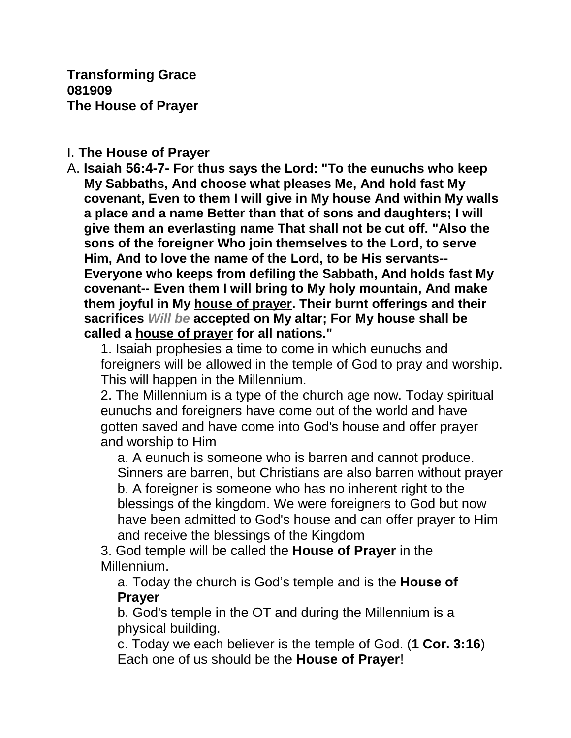**Transforming Grace**
**081909**
**The House of Prayer**

I. **The House of Prayer**

A. **Isaiah 56:4-7- For thus says the Lord: "To the eunuchs who keep My Sabbaths, And choose what pleases Me, And hold fast My covenant, Even to them I will give in My house And within My walls a place and a name Better than that of sons and daughters; I will give them an everlasting name That shall not be cut off. "Also the sons of the foreigner Who join themselves to the Lord, to serve Him, And to love the name of the Lord, to be His servants-- Everyone who keeps from defiling the Sabbath, And holds fast My covenant-- Even them I will bring to My holy mountain, And make them joyful in My <u>house of prayer</u>. Their burnt offerings and their sacrifices *Will be* accepted on My altar; For My house shall be called a <u>house of prayer</u> for all nations."**

1. Isaiah prophesies a time to come in which eunuchs and foreigners will be allowed in the temple of God to pray and worship. This will happen in the Millennium.

2. The Millennium is a type of the church age now. Today spiritual eunuchs and foreigners have come out of the world and have gotten saved and have come into God's house and offer prayer and worship to Him

   a. A eunuch is someone who is barren and cannot produce. Sinners are barren, but Christians are also barren without prayer

   b. A foreigner is someone who has no inherent right to the blessings of the kingdom. We were foreigners to God but now have been admitted to God's house and can offer prayer to Him and receive the blessings of the Kingdom

3. God temple will be called the **House of Prayer** in the Millennium.

   a. Today the church is God's temple and is the **House of Prayer**

   b. God's temple in the OT and during the Millennium is a physical building.

   c. Today we each believer is the temple of God. (**1 Cor. 3:16**) Each one of us should be the **House of Prayer**!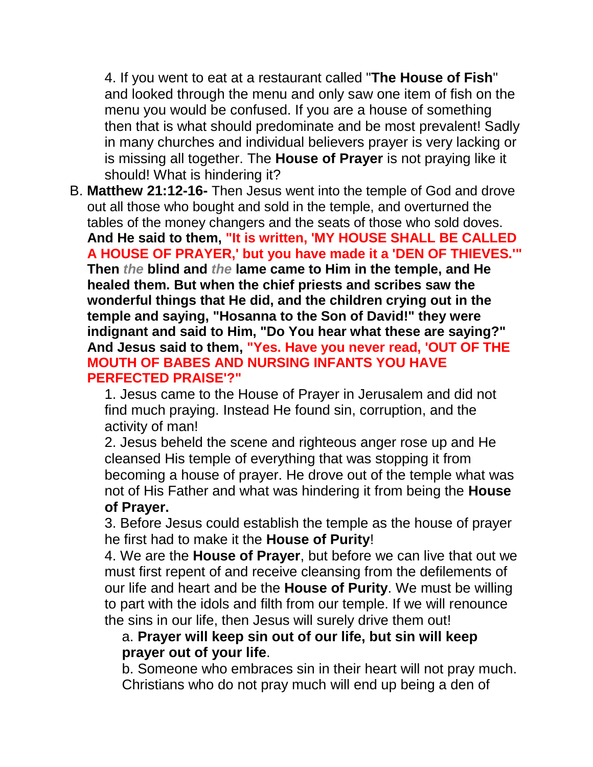4. If you went to eat at a restaurant called "**The House of Fish**" and looked through the menu and only saw one item of fish on the menu you would be confused. If you are a house of something then that is what should predominate and be most prevalent! Sadly in many churches and individual believers prayer is very lacking or is missing all together. The **House of Prayer** is not praying like it should! What is hindering it?

B. **Matthew 21:12-16-** Then Jesus went into the temple of God and drove out all those who bought and sold in the temple, and overturned the tables of the money changers and the seats of those who sold doves. **And He said to them, "It is written, 'MY HOUSE SHALL BE CALLED A HOUSE OF PRAYER,' but you have made it a 'DEN OF THIEVES.'" Then *the* blind and *the* lame came to Him in the temple, and He healed them. But when the chief priests and scribes saw the wonderful things that He did, and the children crying out in the temple and saying, "Hosanna to the Son of David!" they were indignant and said to Him, "Do You hear what these are saying?" And Jesus said to them, "Yes. Have you never read, 'OUT OF THE MOUTH OF BABES AND NURSING INFANTS YOU HAVE PERFECTED PRAISE'?"**

1. Jesus came to the House of Prayer in Jerusalem and did not find much praying. Instead He found sin, corruption, and the activity of man!

2. Jesus beheld the scene and righteous anger rose up and He cleansed His temple of everything that was stopping it from becoming a house of prayer. He drove out of the temple what was not of His Father and what was hindering it from being the **House of Prayer.**

3. Before Jesus could establish the temple as the house of prayer he first had to make it the **House of Purity**!

4. We are the **House of Prayer**, but before we can live that out we must first repent of and receive cleansing from the defilements of our life and heart and be the **House of Purity**. We must be willing to part with the idols and filth from our temple. If we will renounce the sins in our life, then Jesus will surely drive them out!

a. **Prayer will keep sin out of our life, but sin will keep prayer out of your life**.

b. Someone who embraces sin in their heart will not pray much. Christians who do not pray much will end up being a den of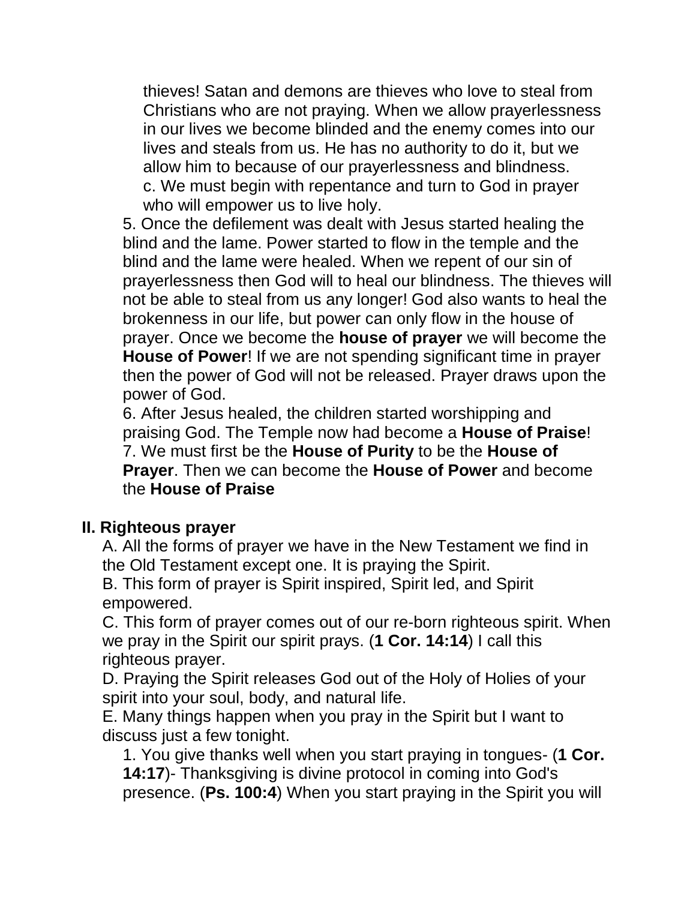thieves! Satan and demons are thieves who love to steal from Christians who are not praying. When we allow prayerlessness in our lives we become blinded and the enemy comes into our lives and steals from us. He has no authority to do it, but we allow him to because of our prayerlessness and blindness.

c. We must begin with repentance and turn to God in prayer who will empower us to live holy.

5. Once the defilement was dealt with Jesus started healing the blind and the lame. Power started to flow in the temple and the blind and the lame were healed. When we repent of our sin of prayerlessness then God will to heal our blindness. The thieves will not be able to steal from us any longer! God also wants to heal the brokenness in our life, but power can only flow in the house of prayer. Once we become the **house of prayer** we will become the **House of Power**! If we are not spending significant time in prayer then the power of God will not be released. Prayer draws upon the power of God.

6. After Jesus healed, the children started worshipping and praising God. The Temple now had become a **House of Praise**!

7. We must first be the **House of Purity** to be the **House of Prayer**. Then we can become the **House of Power** and become the **House of Praise**

## II. Righteous prayer

A. All the forms of prayer we have in the New Testament we find in the Old Testament except one. It is praying the Spirit.

B. This form of prayer is Spirit inspired, Spirit led, and Spirit empowered.

C. This form of prayer comes out of our re-born righteous spirit. When we pray in the Spirit our spirit prays. (**1 Cor. 14:14**) I call this righteous prayer.

D. Praying the Spirit releases God out of the Holy of Holies of your spirit into your soul, body, and natural life.

E. Many things happen when you pray in the Spirit but I want to discuss just a few tonight.

1. You give thanks well when you start praying in tongues- (**1 Cor. 14:17**)- Thanksgiving is divine protocol in coming into God's presence. (**Ps. 100:4**) When you start praying in the Spirit you will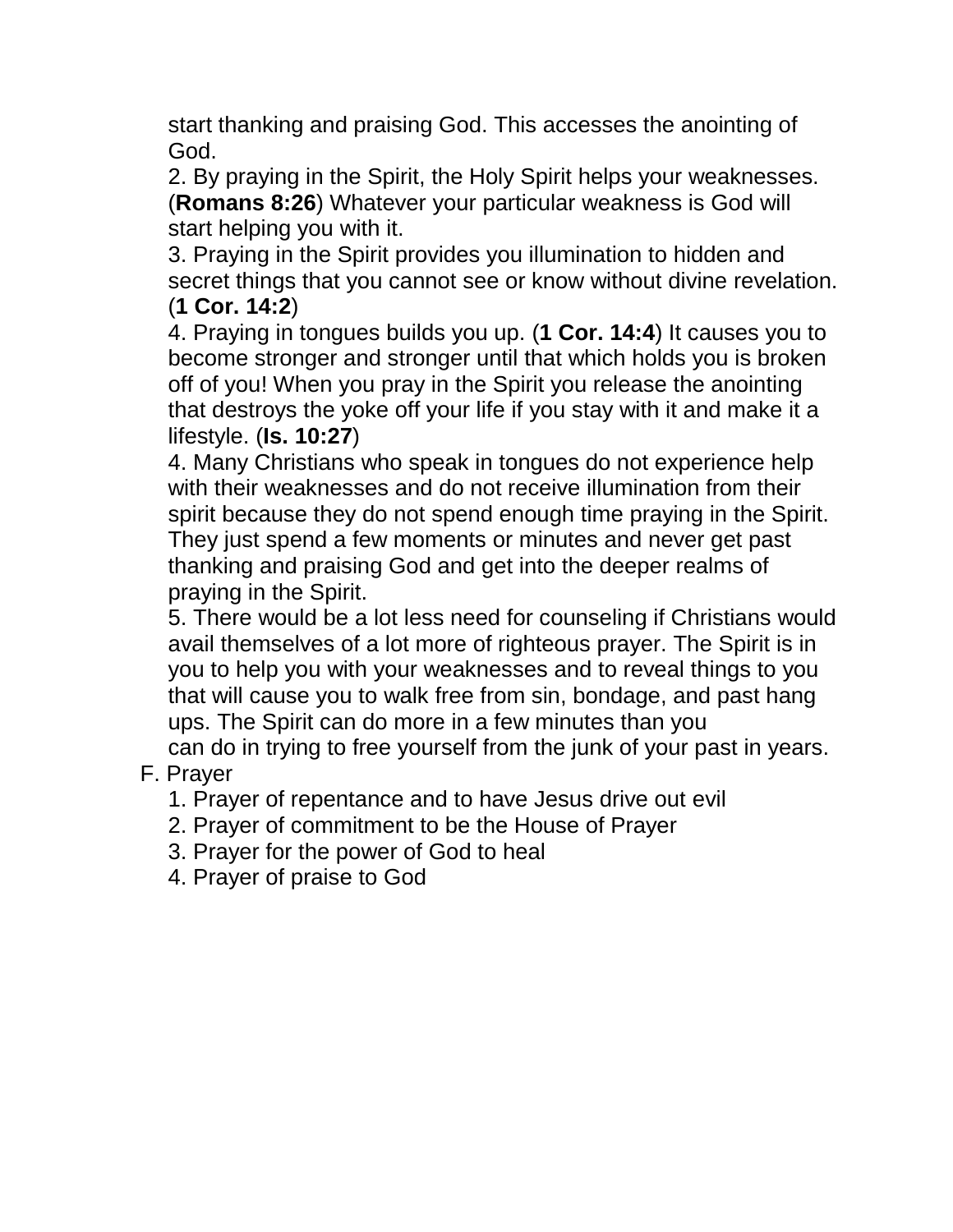start thanking and praising God. This accesses the anointing of God.

2. By praying in the Spirit, the Holy Spirit helps your weaknesses. (**Romans 8:26**) Whatever your particular weakness is God will start helping you with it.

3. Praying in the Spirit provides you illumination to hidden and secret things that you cannot see or know without divine revelation. (**1 Cor. 14:2**)

4. Praying in tongues builds you up. (**1 Cor. 14:4**) It causes you to become stronger and stronger until that which holds you is broken off of you! When you pray in the Spirit you release the anointing that destroys the yoke off your life if you stay with it and make it a lifestyle. (**Is. 10:27**)

4. Many Christians who speak in tongues do not experience help with their weaknesses and do not receive illumination from their spirit because they do not spend enough time praying in the Spirit. They just spend a few moments or minutes and never get past thanking and praising God and get into the deeper realms of praying in the Spirit.

5. There would be a lot less need for counseling if Christians would avail themselves of a lot more of righteous prayer. The Spirit is in you to help you with your weaknesses and to reveal things to you that will cause you to walk free from sin, bondage, and past hang ups. The Spirit can do more in a few minutes than you can do in trying to free yourself from the junk of your past in years.

F. Prayer

1. Prayer of repentance and to have Jesus drive out evil
2. Prayer of commitment to be the House of Prayer
3. Prayer for the power of God to heal
4. Prayer of praise to God